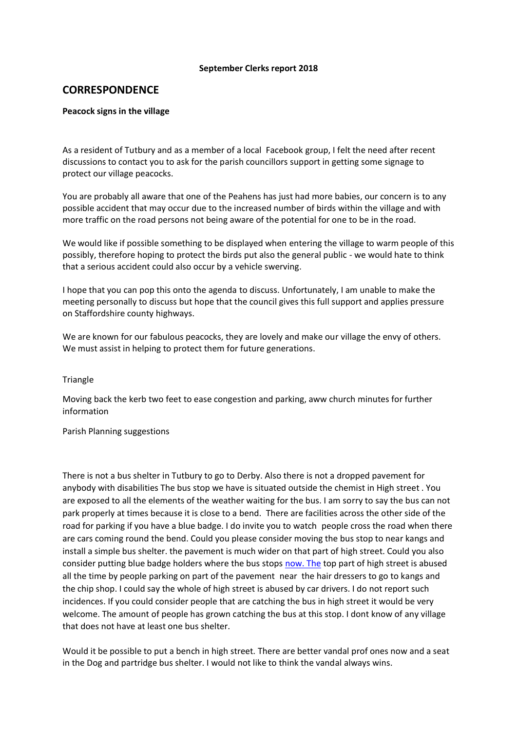**September Clerks report 2018**

## CORRESPONDENCE

**Peacock signs in the village**

As a resident of Tutbury and as a member of a local Facebook group, I felt the need after recent discussions to contact you to ask for the parish councillors support in getting some signage to protect our village peacocks.

You are probably all aware that one of the Peahens has just had more babies, our concern is to any possible accident that may occur due to the increased number of birds within the village and with more traffic on the road persons not being aware of the potential for one to be in the road.

We would like if possible something to be displayed when entering the village to warm people of this possibly, therefore hoping to protect the birds put also the general public - we would hate to think that a serious accident could also occur by a vehicle swerving.

I hope that you can pop this onto the agenda to discuss. Unfortunately, I am unable to make the meeting personally to discuss but hope that the council gives this full support and applies pressure on Staffordshire county highways.

We are known for our fabulous peacocks, they are lovely and make our village the envy of others. We must assist in helping to protect them for future generations.

Triangle

Moving back the kerb two feet to ease congestion and parking, aww church minutes for further information

Parish Planning suggestions

There is not a bus shelter in Tutbury to go to Derby. Also there is not a dropped pavement for anybody with disabilities The bus stop we have is situated outside the chemist in High street . You are exposed to all the elements of the weather waiting for the bus. I am sorry to say the bus can not park properly at times because it is close to a bend. There are facilities across the other side of the road for parking if you have a blue badge. I do invite you to watch people cross the road when there are cars coming round the bend. Could you please consider moving the bus stop to near kangs and install a simple bus shelter. the pavement is much wider on that part of high street. Could you also consider putting blue badge holders where the bus stops now. The top part of high street is abused all the time by people parking on part of the pavement near the hair dressers to go to kangs and the chip shop. I could say the whole of high street is abused by car drivers. I do not report such incidences. If you could consider people that are catching the bus in high street it would be very welcome. The amount of people has grown catching the bus at this stop. I dont know of any village that does not have at least one bus shelter.

Would it be possible to put a bench in high street. There are better vandal prof ones now and a seat in the Dog and partridge bus shelter. I would not like to think the vandal always wins.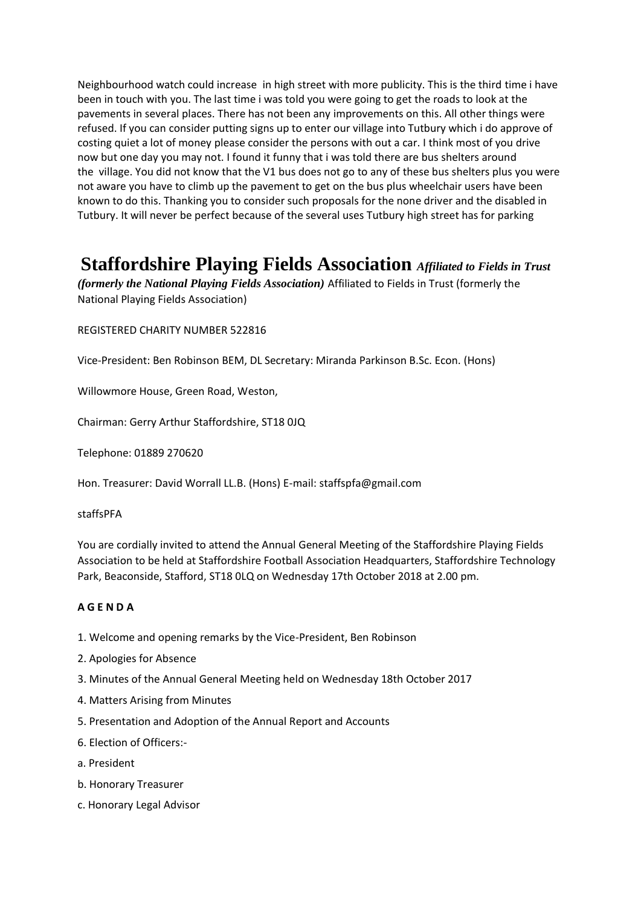Neighbourhood watch could increase  in high street with more publicity. This is the third time i have been in touch with you. The last time i was told you were going to get the roads to look at the pavements in several places. There has not been any improvements on this. All other things were refused. If you can consider putting signs up to enter our village into Tutbury which i do approve of costing quiet a lot of money please consider the persons with out a car. I think most of you drive now but one day you may not. I found it funny that i was told there are bus shelters around the  village. You did not know that the V1 bus does not go to any of these bus shelters plus you were not aware you have to climb up the pavement to get on the bus plus wheelchair users have been known to do this. Thanking you to consider such proposals for the none driver and the disabled in Tutbury. It will never be perfect because of the several uses Tutbury high street has for parking

# Staffordshire Playing Fields Association *Affiliated to Fields in Trust (formerly the National Playing Fields Association)* Affiliated to Fields in Trust (formerly the National Playing Fields Association)

REGISTERED CHARITY NUMBER 522816

Vice-President: Ben Robinson BEM, DL Secretary: Miranda Parkinson B.Sc. Econ. (Hons)

Willowmore House, Green Road, Weston,

Chairman: Gerry Arthur Staffordshire, ST18 0JQ

Telephone: 01889 270620

Hon. Treasurer: David Worrall LL.B. (Hons) E-mail: staffspfa@gmail.com

staffsPFA

You are cordially invited to attend the Annual General Meeting of the Staffordshire Playing Fields Association to be held at Staffordshire Football Association Headquarters, Staffordshire Technology Park, Beaconside, Stafford, ST18 0LQ on Wednesday 17th October 2018 at 2.00 pm.

**A G E N D A**

1. Welcome and opening remarks by the Vice-President, Ben Robinson
2. Apologies for Absence
3. Minutes of the Annual General Meeting held on Wednesday 18th October 2017
4. Matters Arising from Minutes
5. Presentation and Adoption of the Annual Report and Accounts
6. Election of Officers:-

a. President

b. Honorary Treasurer

c. Honorary Legal Advisor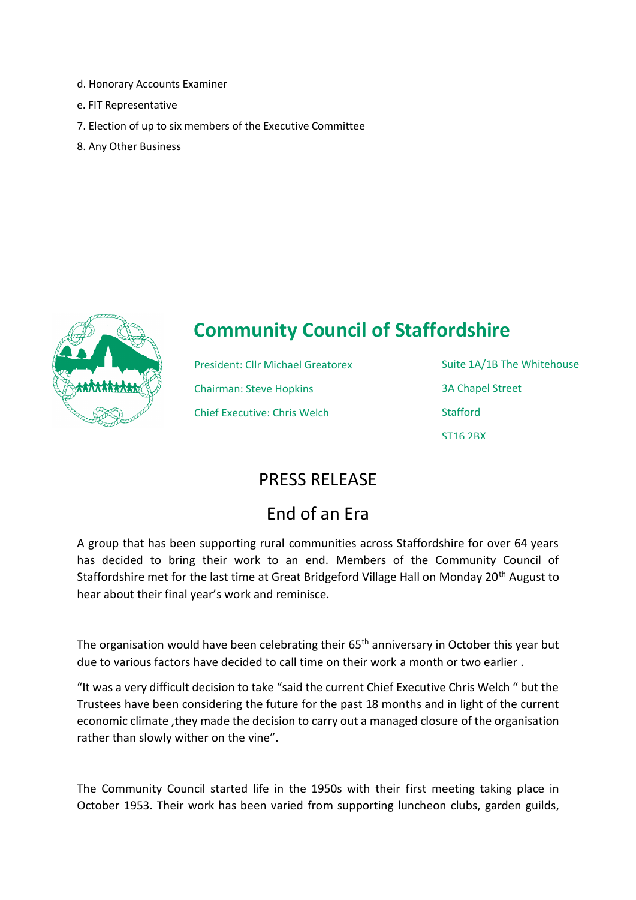d. Honorary Accounts Examiner

e. FIT Representative

7. Election of up to six members of the Executive Committee

8. Any Other Business

# Community Council of Staffordshire

President: Cllr Michael Greatorex

Chairman: Steve Hopkins

Chief Executive: Chris Welch

Suite 1A/1B The Whitehouse
3A Chapel Street
Stafford
ST16 2BX

## PRESS RELEASE

## End of an Era

A group that has been supporting rural communities across Staffordshire for over 64 years has decided to bring their work to an end. Members of the Community Council of Staffordshire met for the last time at Great Bridgeford Village Hall on Monday 20th August to hear about their final year's work and reminisce.

The organisation would have been celebrating their 65th anniversary in October this year but due to various factors have decided to call time on their work a month or two earlier .

"It was a very difficult decision to take "said the current Chief Executive Chris Welch " but the Trustees have been considering the future for the past 18 months and in light of the current economic climate ,they made the decision to carry out a managed closure of the organisation rather than slowly wither on the vine".

The Community Council started life in the 1950s with their first meeting taking place in October 1953. Their work has been varied from supporting luncheon clubs, garden guilds,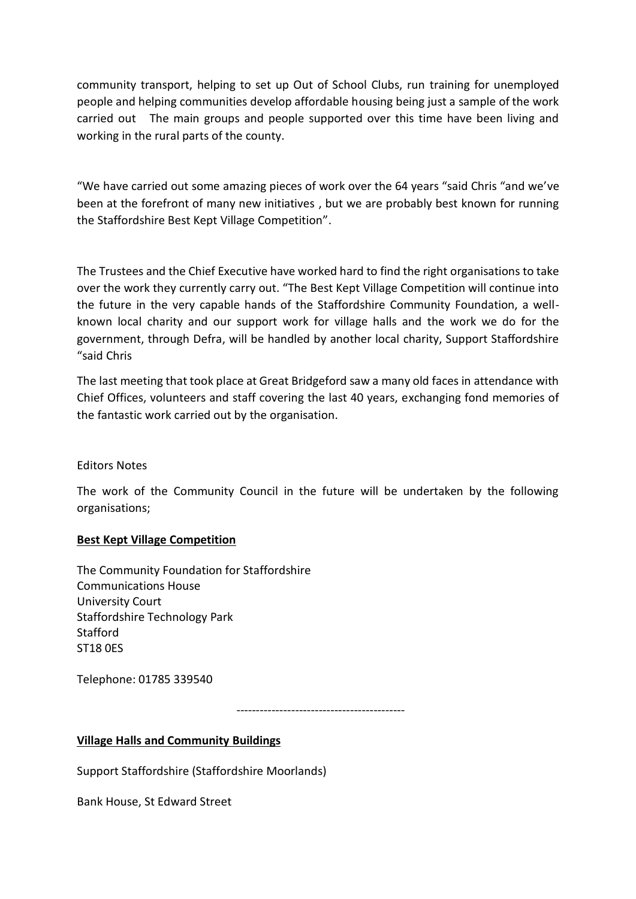community transport, helping to set up Out of School Clubs, run training for unemployed people and helping communities develop affordable housing being just a sample of the work carried out The main groups and people supported over this time have been living and working in the rural parts of the county.

"We have carried out some amazing pieces of work over the 64 years "said Chris "and we've been at the forefront of many new initiatives , but we are probably best known for running the Staffordshire Best Kept Village Competition".

The Trustees and the Chief Executive have worked hard to find the right organisations to take over the work they currently carry out. "The Best Kept Village Competition will continue into the future in the very capable hands of the Staffordshire Community Foundation, a well-known local charity and our support work for village halls and the work we do for the government, through Defra, will be handled by another local charity, Support Staffordshire "said Chris

The last meeting that took place at Great Bridgeford saw a many old faces in attendance with Chief Offices, volunteers and staff covering the last 40 years, exchanging fond memories of the fantastic work carried out by the organisation.

Editors Notes

The work of the Community Council in the future will be undertaken by the following organisations;

**Best Kept Village Competition**

The Community Foundation for Staffordshire
Communications House
University Court
Staffordshire Technology Park
Stafford
ST18 0ES

Telephone: 01785 339540

-------------------------------------------

**Village Halls and Community Buildings**

Support Staffordshire (Staffordshire Moorlands)

Bank House, St Edward Street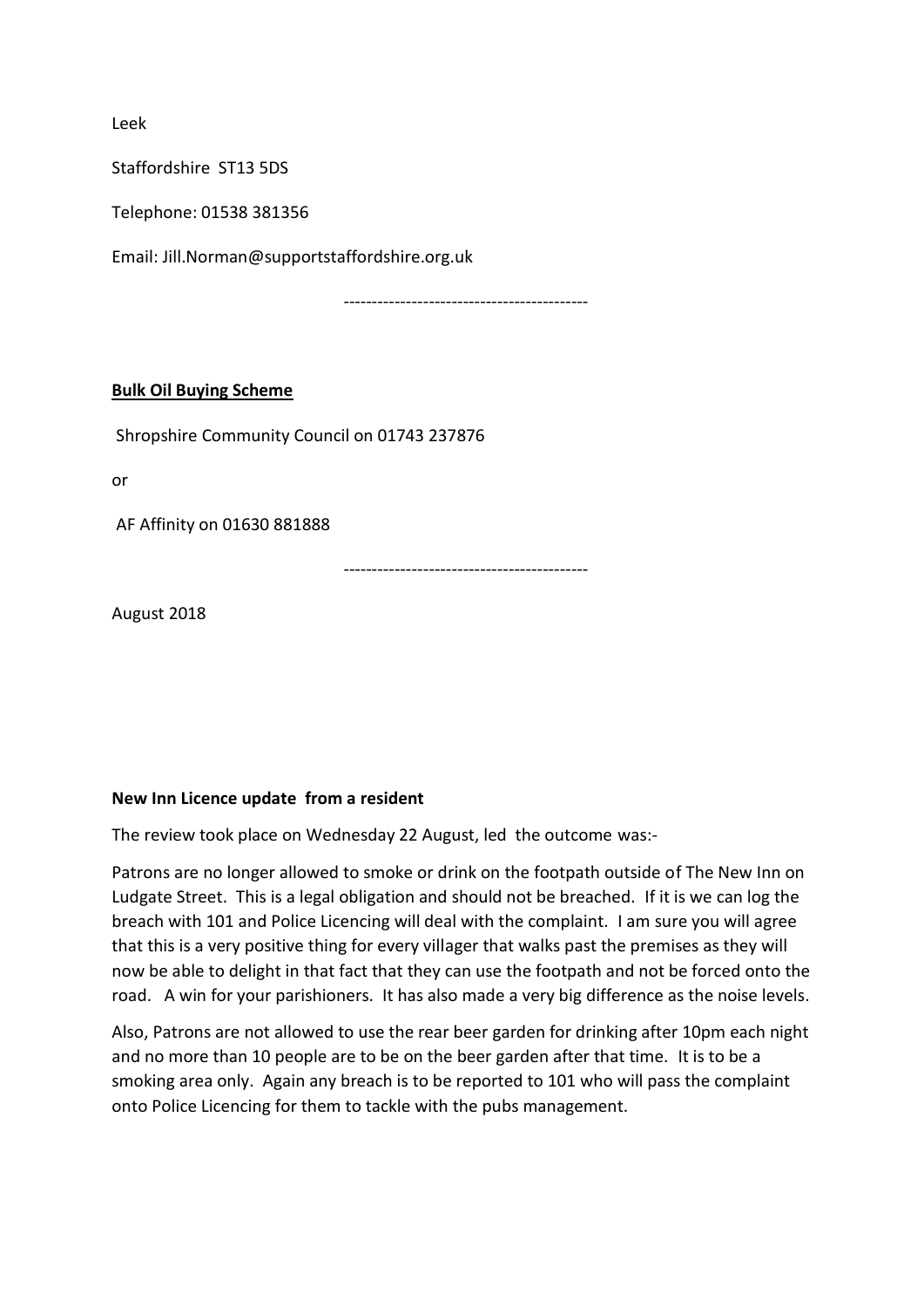Leek

Staffordshire ST13 5DS

Telephone: 01538 381356

Email: Jill.Norman@supportstaffordshire.org.uk

------------------------------------------

**Bulk Oil Buying Scheme**

Shropshire Community Council on 01743 237876

or

AF Affinity on 01630 881888

------------------------------------------

August 2018

**New Inn Licence update from a resident**

The review took place on Wednesday 22 August, led the outcome was:-

Patrons are no longer allowed to smoke or drink on the footpath outside of The New Inn on Ludgate Street. This is a legal obligation and should not be breached. If it is we can log the breach with 101 and Police Licencing will deal with the complaint. I am sure you will agree that this is a very positive thing for every villager that walks past the premises as they will now be able to delight in that fact that they can use the footpath and not be forced onto the road. A win for your parishioners. It has also made a very big difference as the noise levels.

Also, Patrons are not allowed to use the rear beer garden for drinking after 10pm each night and no more than 10 people are to be on the beer garden after that time. It is to be a smoking area only. Again any breach is to be reported to 101 who will pass the complaint onto Police Licencing for them to tackle with the pubs management.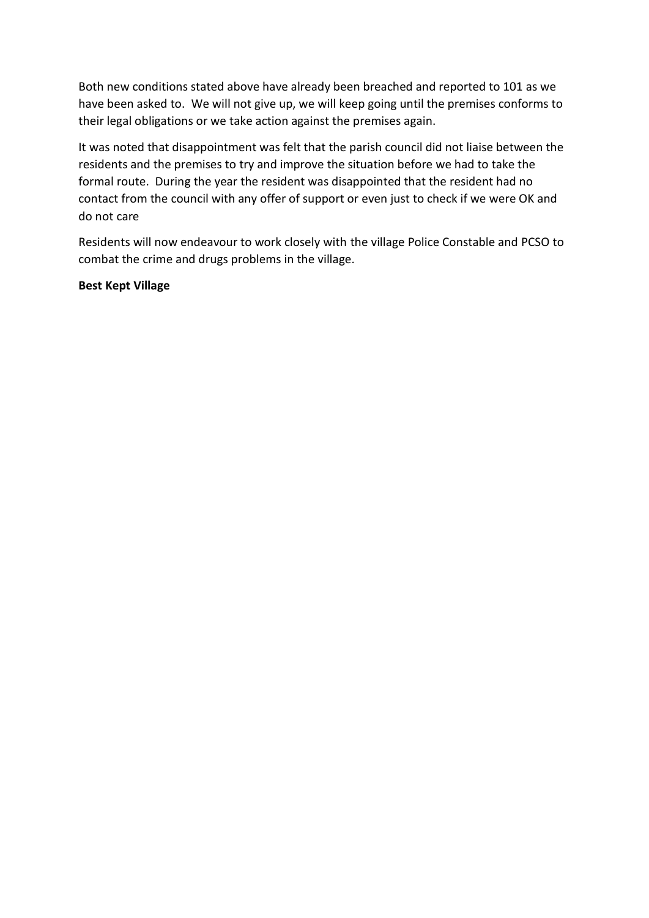Both new conditions stated above have already been breached and reported to 101 as we have been asked to. We will not give up, we will keep going until the premises conforms to their legal obligations or we take action against the premises again.

It was noted that disappointment was felt that the parish council did not liaise between the residents and the premises to try and improve the situation before we had to take the formal route. During the year the resident was disappointed that the resident had no contact from the council with any offer of support or even just to check if we were OK and do not care

Residents will now endeavour to work closely with the village Police Constable and PCSO to combat the crime and drugs problems in the village.

**Best Kept Village**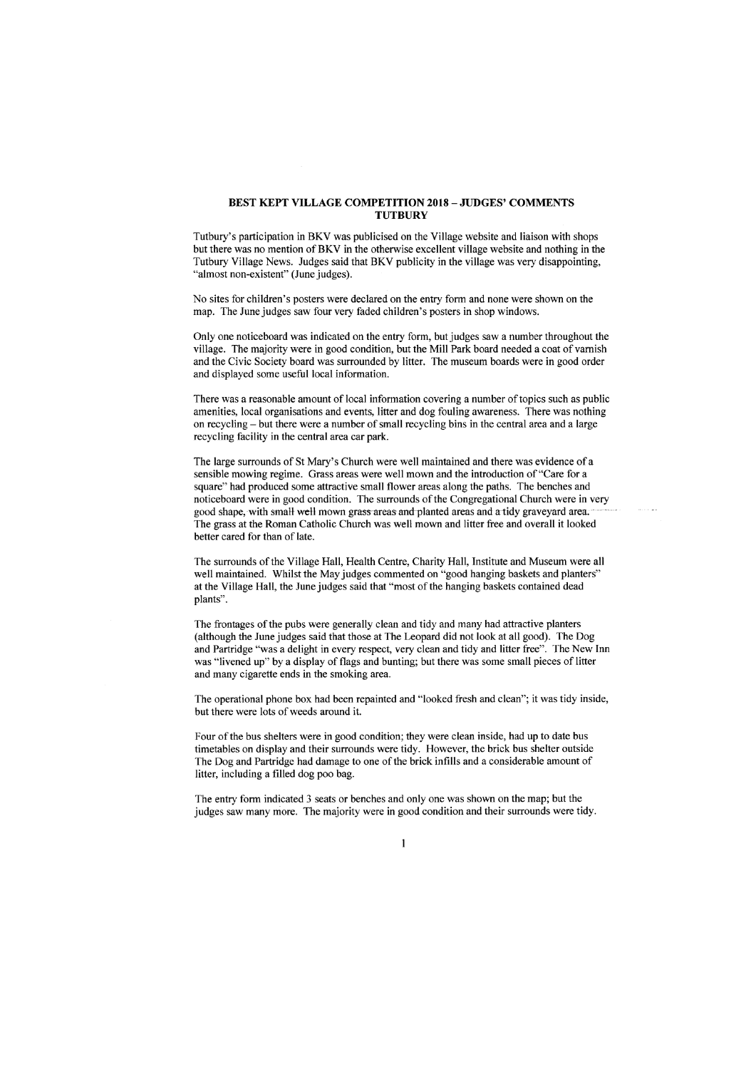## BEST KEPT VILLAGE COMPETITION 2018 – JUDGES' COMMENTS
## TUTBURY

Tutbury's participation in BKV was publicised on the Village website and liaison with shops but there was no mention of BKV in the otherwise excellent village website and nothing in the Tutbury Village News. Judges said that BKV publicity in the village was very disappointing, "almost non-existent" (June judges).

No sites for children's posters were declared on the entry form and none were shown on the map. The June judges saw four very faded children's posters in shop windows.

Only one noticeboard was indicated on the entry form, but judges saw a number throughout the village. The majority were in good condition, but the Mill Park board needed a coat of varnish and the Civic Society board was surrounded by litter. The museum boards were in good order and displayed some useful local information.

There was a reasonable amount of local information covering a number of topics such as public amenities, local organisations and events, litter and dog fouling awareness. There was nothing on recycling – but there were a number of small recycling bins in the central area and a large recycling facility in the central area car park.

The large surrounds of St Mary's Church were well maintained and there was evidence of a sensible mowing regime. Grass areas were well mown and the introduction of "Care for a square" had produced some attractive small flower areas along the paths. The benches and noticeboard were in good condition. The surrounds of the Congregational Church were in very good shape, with small well mown grass areas and planted areas and a tidy graveyard area. The grass at the Roman Catholic Church was well mown and litter free and overall it looked better cared for than of late.

The surrounds of the Village Hall, Health Centre, Charity Hall, Institute and Museum were all well maintained. Whilst the May judges commented on "good hanging baskets and planters" at the Village Hall, the June judges said that "most of the hanging baskets contained dead plants".

The frontages of the pubs were generally clean and tidy and many had attractive planters (although the June judges said that those at The Leopard did not look at all good). The Dog and Partridge "was a delight in every respect, very clean and tidy and litter free". The New Inn was "livened up" by a display of flags and bunting; but there was some small pieces of litter and many cigarette ends in the smoking area.

The operational phone box had been repainted and "looked fresh and clean"; it was tidy inside, but there were lots of weeds around it.

Four of the bus shelters were in good condition; they were clean inside, had up to date bus timetables on display and their surrounds were tidy. However, the brick bus shelter outside The Dog and Partridge had damage to one of the brick infills and a considerable amount of litter, including a filled dog poo bag.

The entry form indicated 3 seats or benches and only one was shown on the map; but the judges saw many more. The majority were in good condition and their surrounds were tidy.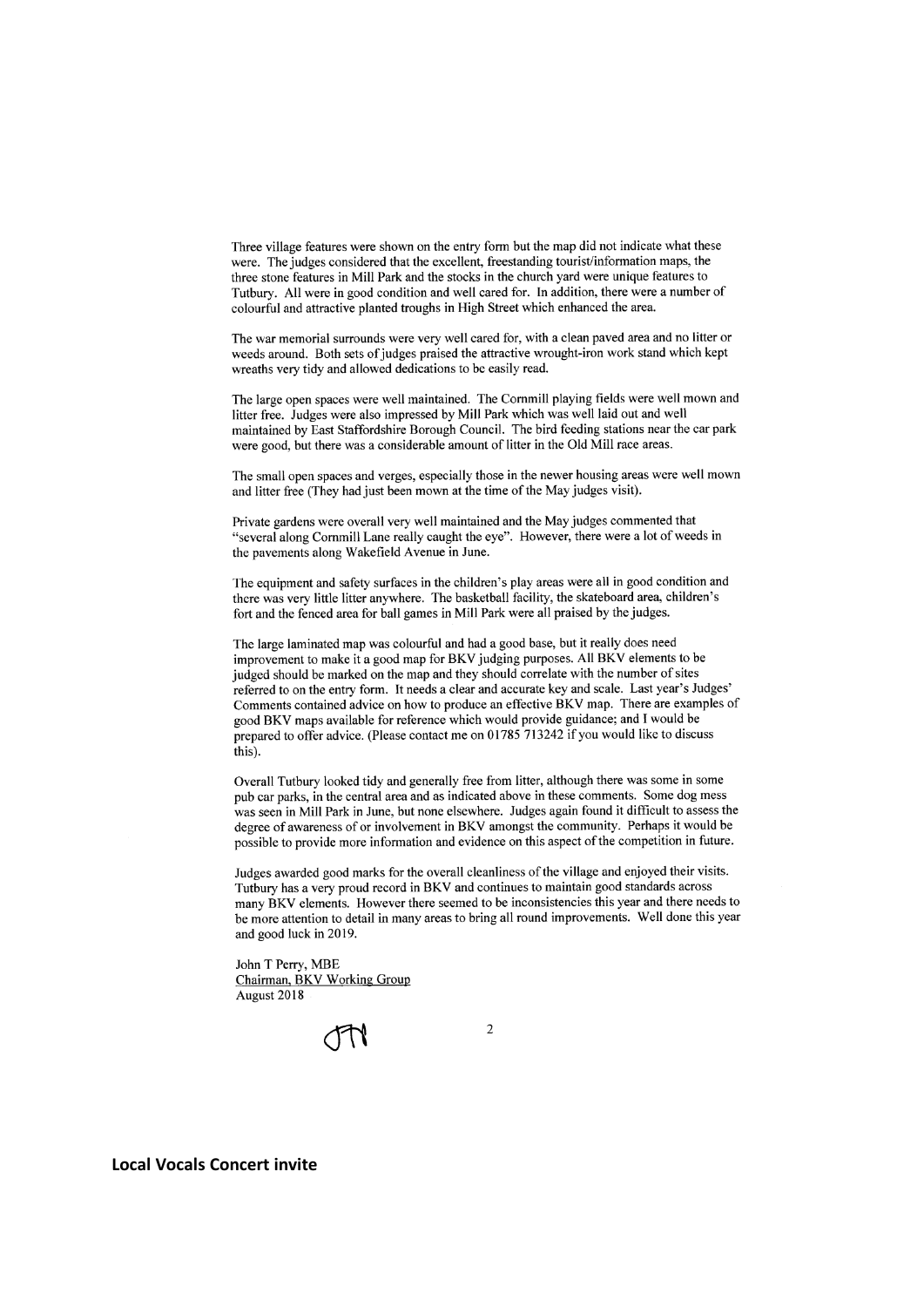Three village features were shown on the entry form but the map did not indicate what these were. The judges considered that the excellent, freestanding tourist/information maps, the three stone features in Mill Park and the stocks in the church yard were unique features to Tutbury. All were in good condition and well cared for. In addition, there were a number of colourful and attractive planted troughs in High Street which enhanced the area.

The war memorial surrounds were very well cared for, with a clean paved area and no litter or weeds around. Both sets of judges praised the attractive wrought-iron work stand which kept wreaths very tidy and allowed dedications to be easily read.

The large open spaces were well maintained. The Cornmill playing fields were well mown and litter free. Judges were also impressed by Mill Park which was well laid out and well maintained by East Staffordshire Borough Council. The bird feeding stations near the car park were good, but there was a considerable amount of litter in the Old Mill race areas.

The small open spaces and verges, especially those in the newer housing areas were well mown and litter free (They had just been mown at the time of the May judges visit).

Private gardens were overall very well maintained and the May judges commented that "several along Cornmill Lane really caught the eye". However, there were a lot of weeds in the pavements along Wakefield Avenue in June.

The equipment and safety surfaces in the children's play areas were all in good condition and there was very little litter anywhere. The basketball facility, the skateboard area, children's fort and the fenced area for ball games in Mill Park were all praised by the judges.

The large laminated map was colourful and had a good base, but it really does need improvement to make it a good map for BKV judging purposes. All BKV elements to be judged should be marked on the map and they should correlate with the number of sites referred to on the entry form. It needs a clear and accurate key and scale. Last year's Judges' Comments contained advice on how to produce an effective BKV map. There are examples of good BKV maps available for reference which would provide guidance; and I would be prepared to offer advice. (Please contact me on 01785 713242 if you would like to discuss this).

Overall Tutbury looked tidy and generally free from litter, although there was some in some pub car parks, in the central area and as indicated above in these comments. Some dog mess was seen in Mill Park in June, but none elsewhere. Judges again found it difficult to assess the degree of awareness of or involvement in BKV amongst the community. Perhaps it would be possible to provide more information and evidence on this aspect of the competition in future.

Judges awarded good marks for the overall cleanliness of the village and enjoyed their visits. Tutbury has a very proud record in BKV and continues to maintain good standards across many BKV elements. However there seemed to be inconsistencies this year and there needs to be more attention to detail in many areas to bring all round improvements. Well done this year and good luck in 2019.

John T Perry, MBE
Chairman, BKV Working Group
August 2018

JTP

**Local Vocals Concert invite**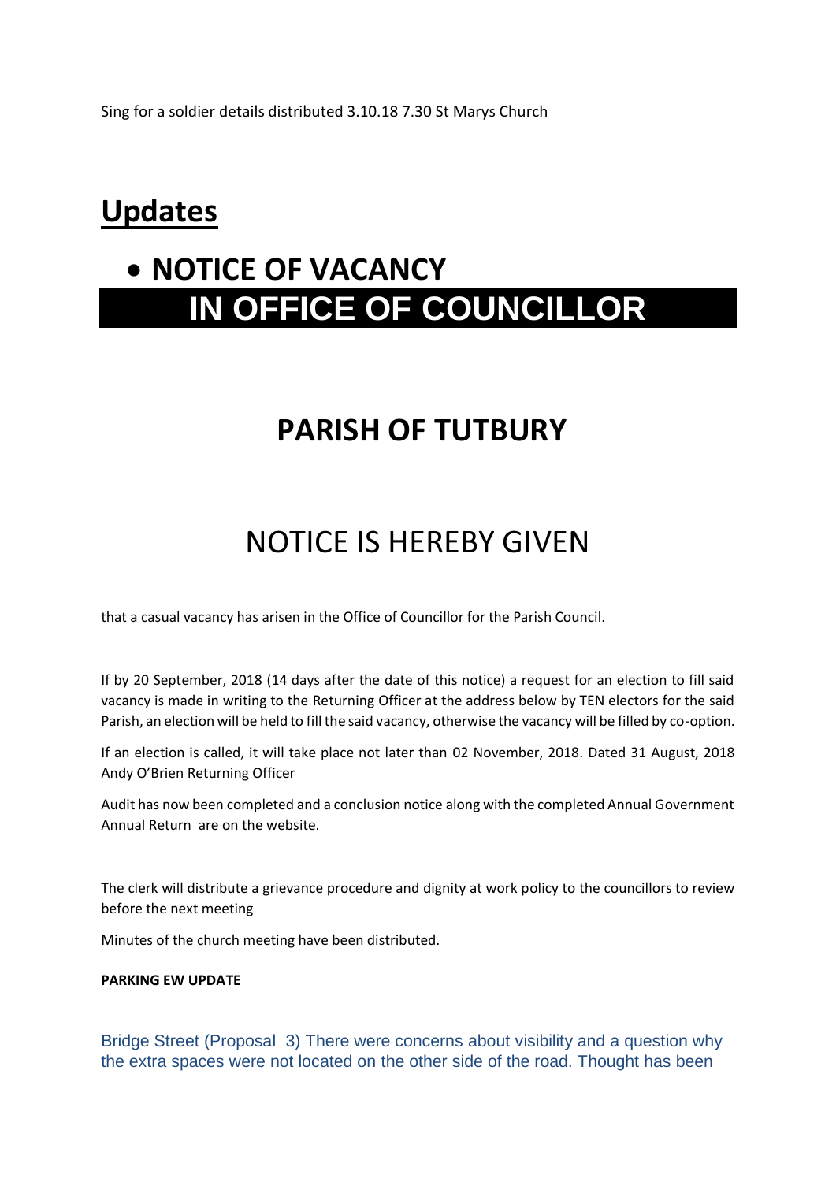Sing for a soldier details distributed 3.10.18 7.30 St Marys Church

## Updates

- **NOTICE OF VACANCY**

# IN OFFICE OF COUNCILLOR

## PARISH OF TUTBURY

## NOTICE IS HEREBY GIVEN

that a casual vacancy has arisen in the Office of Councillor for the Parish Council.

If by 20 September, 2018 (14 days after the date of this notice) a request for an election to fill said vacancy is made in writing to the Returning Officer at the address below by TEN electors for the said Parish, an election will be held to fill the said vacancy, otherwise the vacancy will be filled by co-option.

If an election is called, it will take place not later than 02 November, 2018. Dated 31 August, 2018 Andy O'Brien Returning Officer

Audit has now been completed and a conclusion notice along with the completed Annual Government Annual Return are on the website.

The clerk will distribute a grievance procedure and dignity at work policy to the councillors to review before the next meeting

Minutes of the church meeting have been distributed.

**PARKING EW UPDATE**

Bridge Street (Proposal 3) There were concerns about visibility and a question why the extra spaces were not located on the other side of the road. Thought has been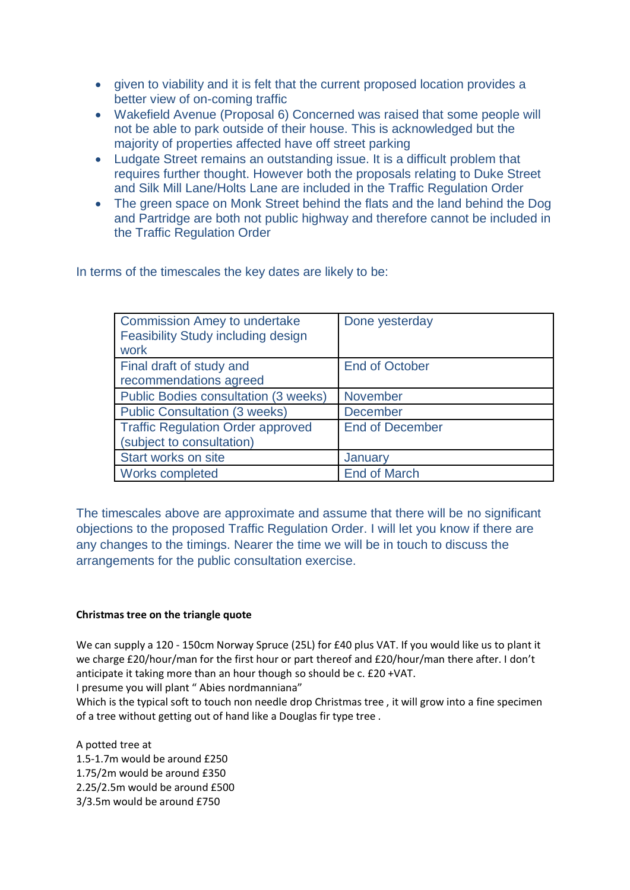- given to viability and it is felt that the current proposed location provides a better view of on-coming traffic
- Wakefield Avenue (Proposal 6) Concerned was raised that some people will not be able to park outside of their house. This is acknowledged but the majority of properties affected have off street parking
- Ludgate Street remains an outstanding issue. It is a difficult problem that requires further thought. However both the proposals relating to Duke Street and Silk Mill Lane/Holts Lane are included in the Traffic Regulation Order
- The green space on Monk Street behind the flats and the land behind the Dog and Partridge are both not public highway and therefore cannot be included in the Traffic Regulation Order

In terms of the timescales the key dates are likely to be:

| Commission Amey to undertake Feasibility Study including design work | Done yesterday |
|---|---|
| Final draft of study and recommendations agreed | End of October |
| Public Bodies consultation (3 weeks) | November |
| Public Consultation (3 weeks) | December |
| Traffic Regulation Order approved (subject to consultation) | End of December |
| Start works on site | January |
| Works completed | End of March |

The timescales above are approximate and assume that there will be no significant objections to the proposed Traffic Regulation Order. I will let you know if there are any changes to the timings. Nearer the time we will be in touch to discuss the arrangements for the public consultation exercise.

**Christmas tree on the triangle quote**

We can supply a 120 - 150cm Norway Spruce (25L) for £40 plus VAT. If you would like us to plant it we charge £20/hour/man for the first hour or part thereof and £20/hour/man there after. I don't anticipate it taking more than an hour though so should be c. £20 +VAT.
I presume you will plant " Abies nordmanniana"
Which is the typical soft to touch non needle drop Christmas tree , it will grow into a fine specimen of a tree without getting out of hand like a Douglas fir type tree .

A potted tree at
1.5-1.7m would be around £250
1.75/2m would be around £350
2.25/2.5m would be around £500
3/3.5m would be around £750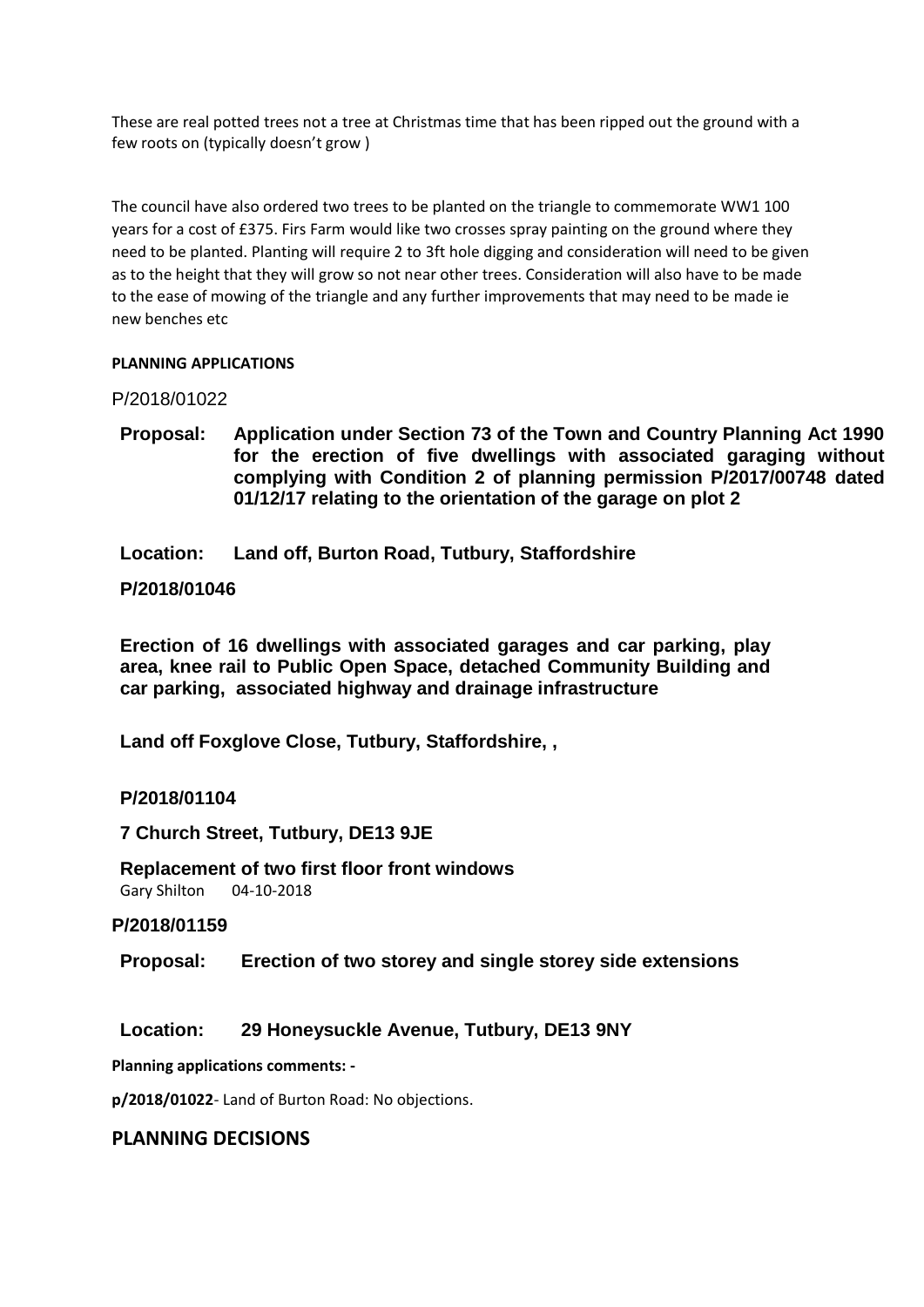These are real potted trees not a tree at Christmas time that has been ripped out the ground with a few roots on (typically doesn't grow )

The council have also ordered two trees to be planted on the triangle to commemorate WW1 100 years for a cost of £375. Firs Farm would like two crosses spray painting on the ground where they need to be planted. Planting will require 2 to 3ft hole digging and consideration will need to be given as to the height that they will grow so not near other trees. Consideration will also have to be made to the ease of mowing of the triangle and any further improvements that may need to be made ie new benches etc

**PLANNING APPLICATIONS**

P/2018/01022

**Proposal: Application under Section 73 of the Town and Country Planning Act 1990 for the erection of five dwellings with associated garaging without complying with Condition 2 of planning permission P/2017/00748 dated 01/12/17 relating to the orientation of the garage on plot 2**

**Location: Land off, Burton Road, Tutbury, Staffordshire**

**P/2018/01046**

**Erection of 16 dwellings with associated garages and car parking, play area, knee rail to Public Open Space, detached Community Building and car parking, associated highway and drainage infrastructure**

**Land off Foxglove Close, Tutbury, Staffordshire, ,**

**P/2018/01104**

**7 Church Street, Tutbury, DE13 9JE**

**Replacement of two first floor front windows**
Gary Shilton 04-10-2018

**P/2018/01159**

**Proposal: Erection of two storey and single storey side extensions**

**Location: 29 Honeysuckle Avenue, Tutbury, DE13 9NY**

**Planning applications comments: -**

**p/2018/01022**- Land of Burton Road: No objections.

## PLANNING DECISIONS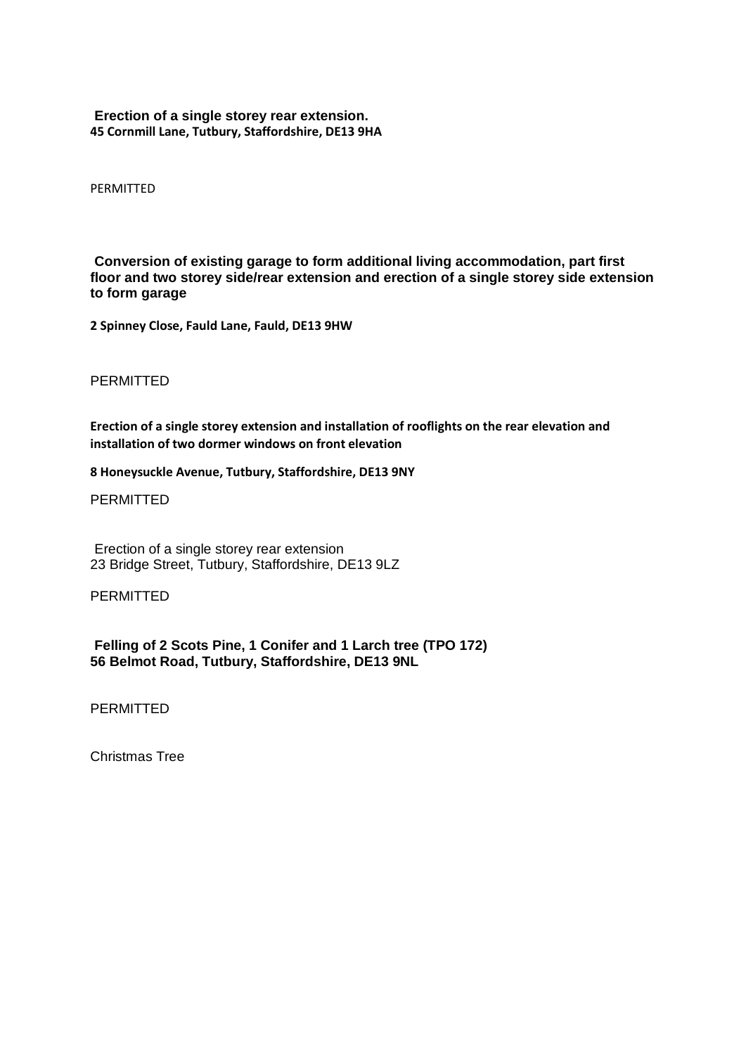**Erection of a single storey rear extension.**
**45 Cornmill Lane, Tutbury, Staffordshire, DE13 9HA**

PERMITTED

**Conversion of existing garage to form additional living accommodation, part first floor and two storey side/rear extension and erection of a single storey side extension to form garage**

**2 Spinney Close, Fauld Lane, Fauld, DE13 9HW**

PERMITTED

**Erection of a single storey extension and installation of rooflights on the rear elevation and installation of two dormer windows on front elevation**

**8 Honeysuckle Avenue, Tutbury, Staffordshire, DE13 9NY**

PERMITTED

Erection of a single storey rear extension
23 Bridge Street, Tutbury, Staffordshire, DE13 9LZ

PERMITTED

**Felling of 2 Scots Pine, 1 Conifer and 1 Larch tree (TPO 172)**
**56 Belmot Road, Tutbury, Staffordshire, DE13 9NL**

PERMITTED

Christmas Tree